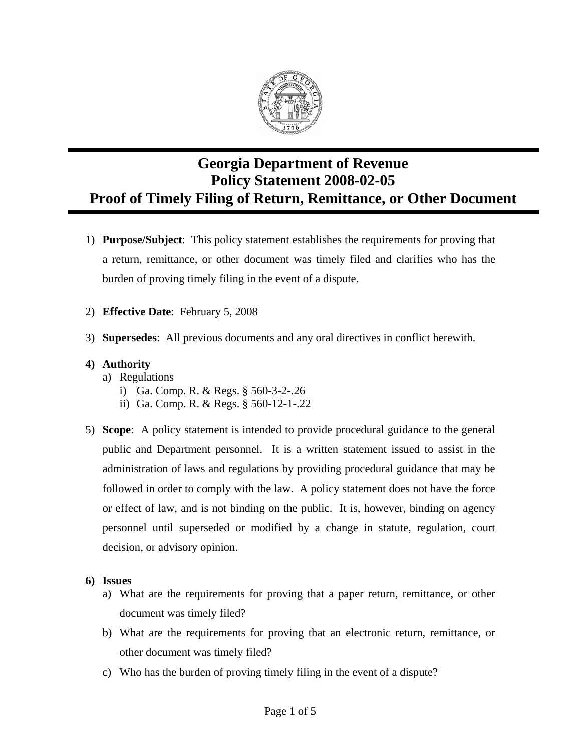# Georgia Department of Revenue
# Policy Statement 2008-02-05
# Proof of Timely Filing of Return, Remittance, or Other Document

1) **Purpose/Subject**: This policy statement establishes the requirements for proving that a return, remittance, or other document was timely filed and clarifies who has the burden of proving timely filing in the event of a dispute.

2) **Effective Date**: February 5, 2008

3) **Supersedes**: All previous documents and any oral directives in conflict herewith.

4) **Authority**
   a) Regulations
      i) Ga. Comp. R. & Regs. § 560-3-2-.26
      ii) Ga. Comp. R. & Regs. § 560-12-1-.22

5) **Scope**: A policy statement is intended to provide procedural guidance to the general public and Department personnel. It is a written statement issued to assist in the administration of laws and regulations by providing procedural guidance that may be followed in order to comply with the law. A policy statement does not have the force or effect of law, and is not binding on the public. It is, however, binding on agency personnel until superseded or modified by a change in statute, regulation, court decision, or advisory opinion.

6) **Issues**
   a) What are the requirements for proving that a paper return, remittance, or other document was timely filed?
   b) What are the requirements for proving that an electronic return, remittance, or other document was timely filed?
   c) Who has the burden of proving timely filing in the event of a dispute?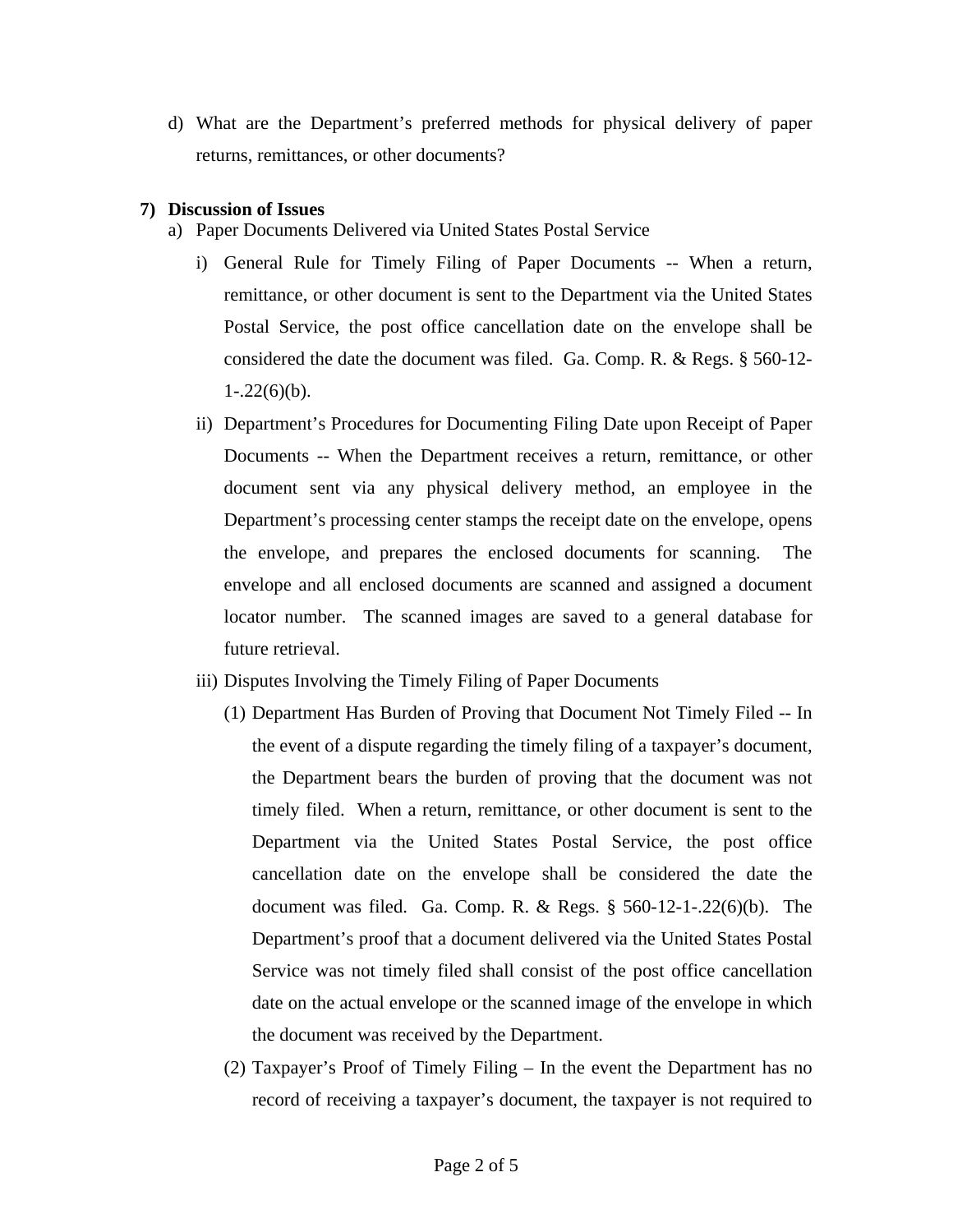d) What are the Department's preferred methods for physical delivery of paper returns, remittances, or other documents?

**7) Discussion of Issues**

a) Paper Documents Delivered via United States Postal Service

i) General Rule for Timely Filing of Paper Documents -- When a return, remittance, or other document is sent to the Department via the United States Postal Service, the post office cancellation date on the envelope shall be considered the date the document was filed. Ga. Comp. R. & Regs. § 560-12-1-.22(6)(b).

ii) Department's Procedures for Documenting Filing Date upon Receipt of Paper Documents -- When the Department receives a return, remittance, or other document sent via any physical delivery method, an employee in the Department's processing center stamps the receipt date on the envelope, opens the envelope, and prepares the enclosed documents for scanning. The envelope and all enclosed documents are scanned and assigned a document locator number. The scanned images are saved to a general database for future retrieval.

iii) Disputes Involving the Timely Filing of Paper Documents

(1) Department Has Burden of Proving that Document Not Timely Filed -- In the event of a dispute regarding the timely filing of a taxpayer's document, the Department bears the burden of proving that the document was not timely filed. When a return, remittance, or other document is sent to the Department via the United States Postal Service, the post office cancellation date on the envelope shall be considered the date the document was filed. Ga. Comp. R. & Regs. § 560-12-1-.22(6)(b). The Department's proof that a document delivered via the United States Postal Service was not timely filed shall consist of the post office cancellation date on the actual envelope or the scanned image of the envelope in which the document was received by the Department.

(2) Taxpayer's Proof of Timely Filing – In the event the Department has no record of receiving a taxpayer's document, the taxpayer is not required to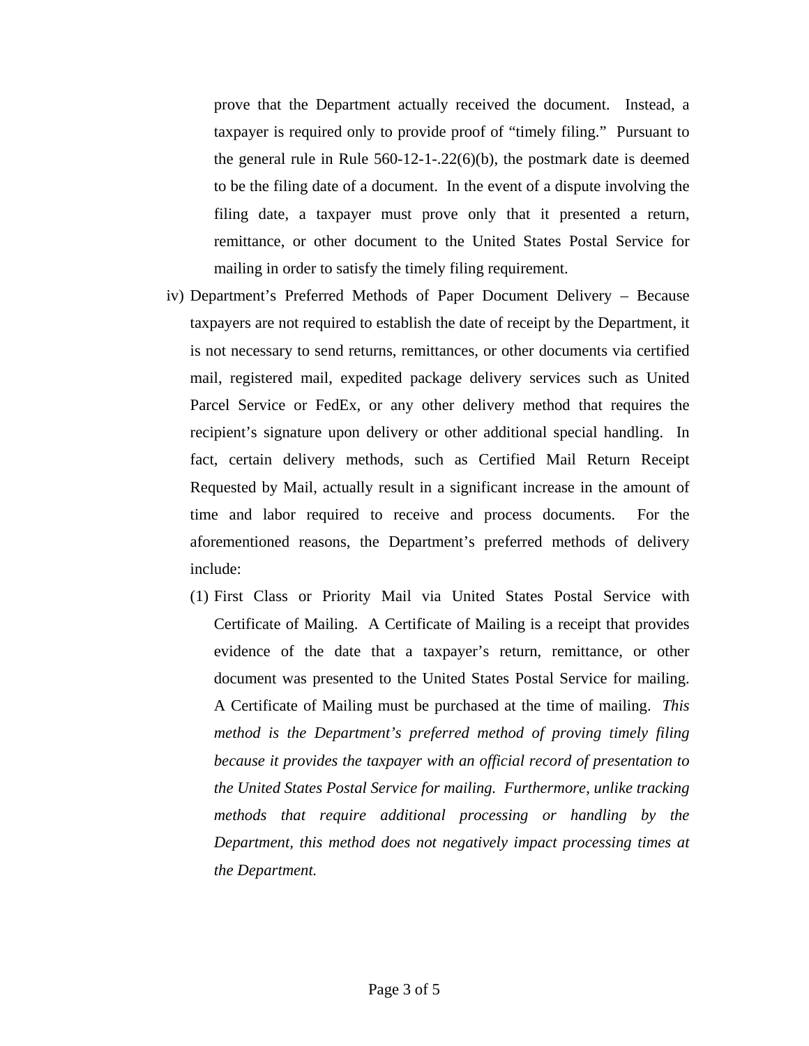prove that the Department actually received the document. Instead, a taxpayer is required only to provide proof of "timely filing." Pursuant to the general rule in Rule 560-12-1-.22(6)(b), the postmark date is deemed to be the filing date of a document. In the event of a dispute involving the filing date, a taxpayer must prove only that it presented a return, remittance, or other document to the United States Postal Service for mailing in order to satisfy the timely filing requirement.

iv) Department's Preferred Methods of Paper Document Delivery – Because taxpayers are not required to establish the date of receipt by the Department, it is not necessary to send returns, remittances, or other documents via certified mail, registered mail, expedited package delivery services such as United Parcel Service or FedEx, or any other delivery method that requires the recipient's signature upon delivery or other additional special handling. In fact, certain delivery methods, such as Certified Mail Return Receipt Requested by Mail, actually result in a significant increase in the amount of time and labor required to receive and process documents. For the aforementioned reasons, the Department's preferred methods of delivery include:

(1) First Class or Priority Mail via United States Postal Service with Certificate of Mailing. A Certificate of Mailing is a receipt that provides evidence of the date that a taxpayer's return, remittance, or other document was presented to the United States Postal Service for mailing. A Certificate of Mailing must be purchased at the time of mailing. *This method is the Department's preferred method of proving timely filing because it provides the taxpayer with an official record of presentation to the United States Postal Service for mailing. Furthermore, unlike tracking methods that require additional processing or handling by the Department, this method does not negatively impact processing times at the Department.*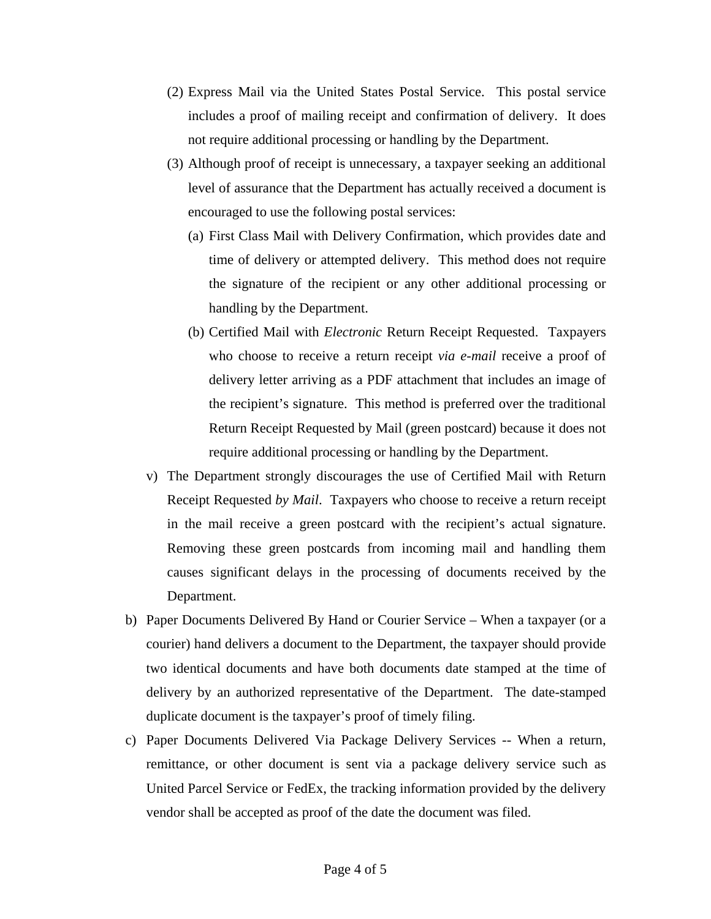(2) Express Mail via the United States Postal Service. This postal service includes a proof of mailing receipt and confirmation of delivery. It does not require additional processing or handling by the Department.

(3) Although proof of receipt is unnecessary, a taxpayer seeking an additional level of assurance that the Department has actually received a document is encouraged to use the following postal services:

(a) First Class Mail with Delivery Confirmation, which provides date and time of delivery or attempted delivery. This method does not require the signature of the recipient or any other additional processing or handling by the Department.

(b) Certified Mail with *Electronic* Return Receipt Requested. Taxpayers who choose to receive a return receipt *via e-mail* receive a proof of delivery letter arriving as a PDF attachment that includes an image of the recipient's signature. This method is preferred over the traditional Return Receipt Requested by Mail (green postcard) because it does not require additional processing or handling by the Department.

v) The Department strongly discourages the use of Certified Mail with Return Receipt Requested *by Mail*. Taxpayers who choose to receive a return receipt in the mail receive a green postcard with the recipient's actual signature. Removing these green postcards from incoming mail and handling them causes significant delays in the processing of documents received by the Department.

b) Paper Documents Delivered By Hand or Courier Service – When a taxpayer (or a courier) hand delivers a document to the Department, the taxpayer should provide two identical documents and have both documents date stamped at the time of delivery by an authorized representative of the Department. The date-stamped duplicate document is the taxpayer's proof of timely filing.

c) Paper Documents Delivered Via Package Delivery Services -- When a return, remittance, or other document is sent via a package delivery service such as United Parcel Service or FedEx, the tracking information provided by the delivery vendor shall be accepted as proof of the date the document was filed.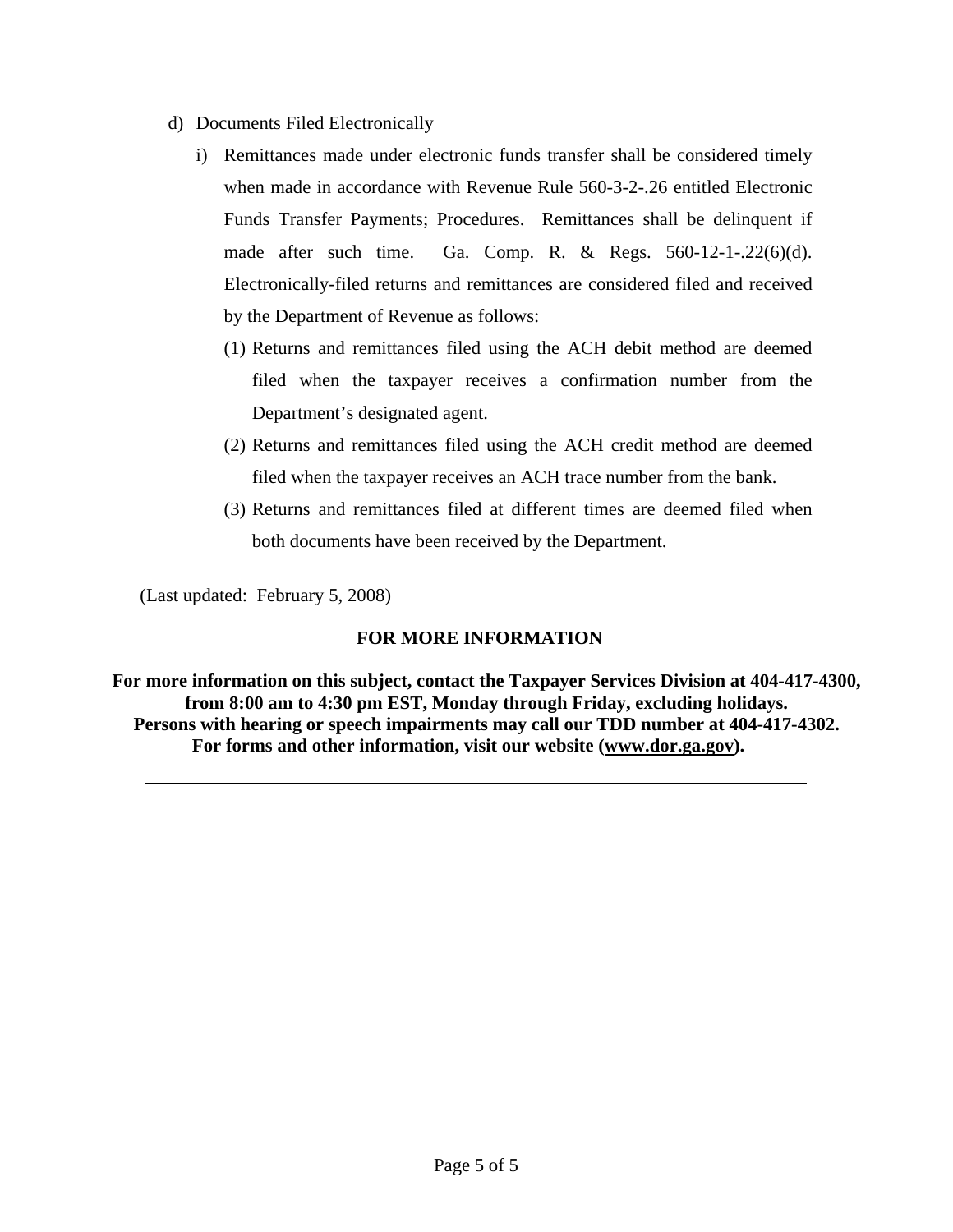d) Documents Filed Electronically

   i) Remittances made under electronic funds transfer shall be considered timely when made in accordance with Revenue Rule 560-3-2-.26 entitled Electronic Funds Transfer Payments; Procedures. Remittances shall be delinquent if made after such time. Ga. Comp. R. & Regs. 560-12-1-.22(6)(d). Electronically-filed returns and remittances are considered filed and received by the Department of Revenue as follows:

      (1) Returns and remittances filed using the ACH debit method are deemed filed when the taxpayer receives a confirmation number from the Department's designated agent.

      (2) Returns and remittances filed using the ACH credit method are deemed filed when the taxpayer receives an ACH trace number from the bank.

      (3) Returns and remittances filed at different times are deemed filed when both documents have been received by the Department.

(Last updated: February 5, 2008)

## FOR MORE INFORMATION

**For more information on this subject, contact the Taxpayer Services Division at 404-417-4300, from 8:00 am to 4:30 pm EST, Monday through Friday, excluding holidays. Persons with hearing or speech impairments may call our TDD number at 404-417-4302. For forms and other information, visit our website (www.dor.ga.gov).**